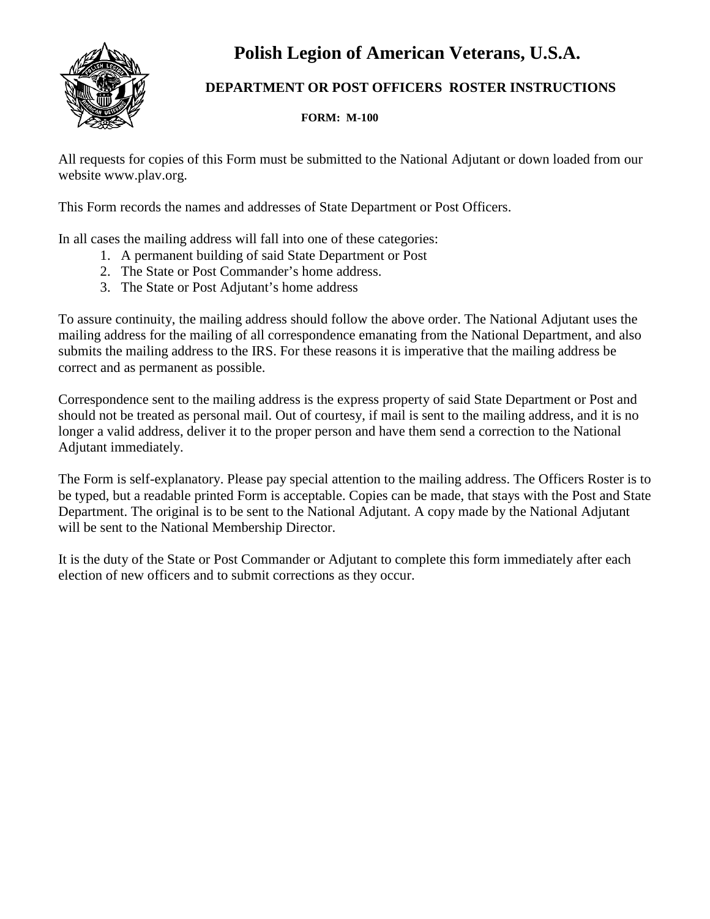# Polish Legion of American Veterans, U.S.A.

## DEPARTMENT OR POST OFFICERS ROSTER INSTRUCTIONS

**FORM: M-100**

All requests for copies of this Form must be submitted to the National Adjutant or down loaded from our website www.plav.org.

This Form records the names and addresses of State Department or Post Officers.

In all cases the mailing address will fall into one of these categories:

1. A permanent building of said State Department or Post
2. The State or Post Commander's home address.
3. The State or Post Adjutant's home address

To assure continuity, the mailing address should follow the above order. The National Adjutant uses the mailing address for the mailing of all correspondence emanating from the National Department, and also submits the mailing address to the IRS. For these reasons it is imperative that the mailing address be correct and as permanent as possible.

Correspondence sent to the mailing address is the express property of said State Department or Post and should not be treated as personal mail. Out of courtesy, if mail is sent to the mailing address, and it is no longer a valid address, deliver it to the proper person and have them send a correction to the National Adjutant immediately.

The Form is self-explanatory. Please pay special attention to the mailing address. The Officers Roster is to be typed, but a readable printed Form is acceptable. Copies can be made, that stays with the Post and State Department. The original is to be sent to the National Adjutant. A copy made by the National Adjutant will be sent to the National Membership Director.

It is the duty of the State or Post Commander or Adjutant to complete this form immediately after each election of new officers and to submit corrections as they occur.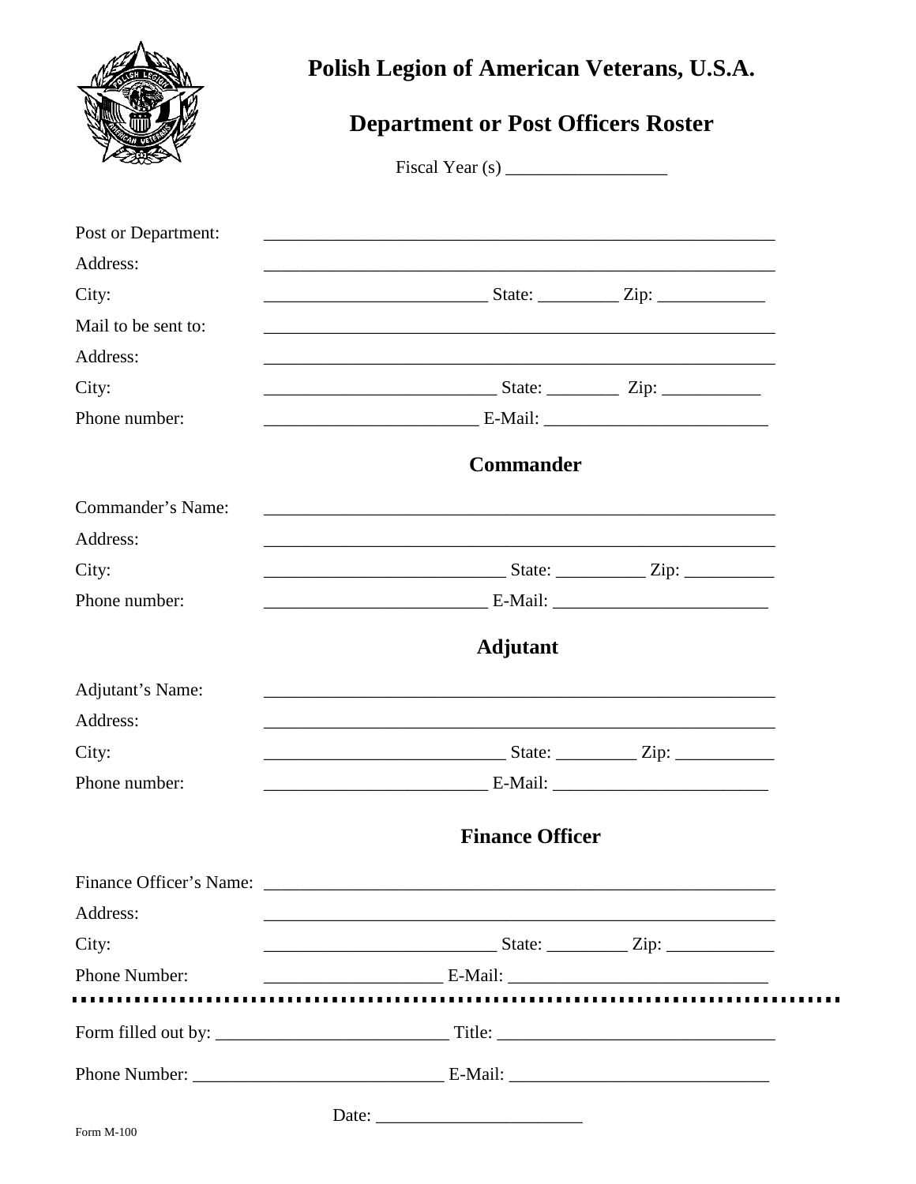# Polish Legion of American Veterans, U.S.A.

## Department or Post Officers Roster

Fiscal Year (s) __________________

Post or Department: ___________________________________________________________

Address: ___________________________________________________________

City: _________________________ State: _________ Zip: ____________

Mail to be sent to: ___________________________________________________________

Address: ___________________________________________________________

City: __________________________ State: ________ Zip: ___________

Phone number: ________________________ E-Mail: _________________________

### Commander

Commander's Name: ___________________________________________________________

Address: ___________________________________________________________

City: ___________________________ State: __________ Zip: __________

Phone number: _________________________ E-Mail: ________________________

### Adjutant

Adjutant's Name: ___________________________________________________________

Address: ___________________________________________________________

City: ___________________________ State: _________ Zip: ___________

Phone number: _________________________ E-Mail: ________________________

### Finance Officer

Finance Officer's Name: ___________________________________________________________

Address: ___________________________________________________________

City: __________________________ State: _________ Zip: ____________

Phone Number: ____________________ E-Mail: _____________________________

Form filled out by: __________________________ Title: _______________________________

Phone Number: ____________________________ E-Mail: _____________________________

Date: _______________________

Form M-100